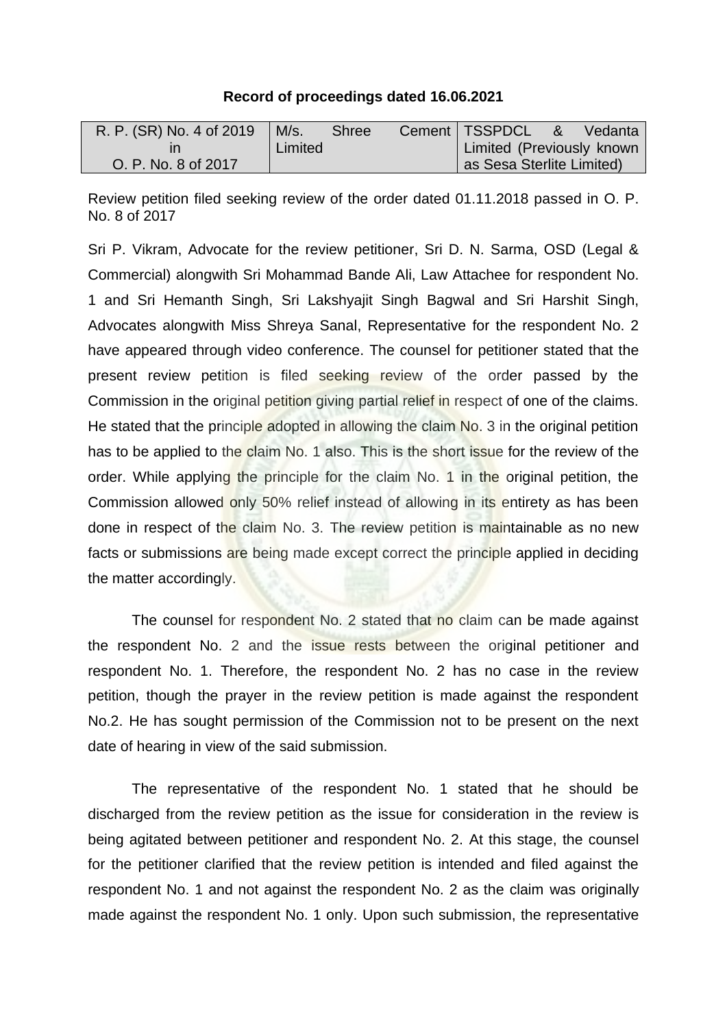**Record of proceedings dated 16.06.2021**

| | | |
|---|---|---|
| R. P. (SR) No. 4 of 2019 in O. P. No. 8 of 2017 | M/s. Shree Cement Limited | TSSPDCL & Vedanta Limited (Previously known as Sesa Sterlite Limited) |

Review petition filed seeking review of the order dated 01.11.2018 passed in O. P. No. 8 of 2017

Sri P. Vikram, Advocate for the review petitioner, Sri D. N. Sarma, OSD (Legal & Commercial) alongwith Sri Mohammad Bande Ali, Law Attachee for respondent No. 1 and Sri Hemanth Singh, Sri Lakshyajit Singh Bagwal and Sri Harshit Singh, Advocates alongwith Miss Shreya Sanal, Representative for the respondent No. 2 have appeared through video conference. The counsel for petitioner stated that the present review petition is filed seeking review of the order passed by the Commission in the original petition giving partial relief in respect of one of the claims. He stated that the principle adopted in allowing the claim No. 3 in the original petition has to be applied to the claim No. 1 also. This is the short issue for the review of the order. While applying the principle for the claim No. 1 in the original petition, the Commission allowed only 50% relief instead of allowing in its entirety as has been done in respect of the claim No. 3. The review petition is maintainable as no new facts or submissions are being made except correct the principle applied in deciding the matter accordingly.

The counsel for respondent No. 2 stated that no claim can be made against the respondent No. 2 and the issue rests between the original petitioner and respondent No. 1. Therefore, the respondent No. 2 has no case in the review petition, though the prayer in the review petition is made against the respondent No.2. He has sought permission of the Commission not to be present on the next date of hearing in view of the said submission.

The representative of the respondent No. 1 stated that he should be discharged from the review petition as the issue for consideration in the review is being agitated between petitioner and respondent No. 2. At this stage, the counsel for the petitioner clarified that the review petition is intended and filed against the respondent No. 1 and not against the respondent No. 2 as the claim was originally made against the respondent No. 1 only. Upon such submission, the representative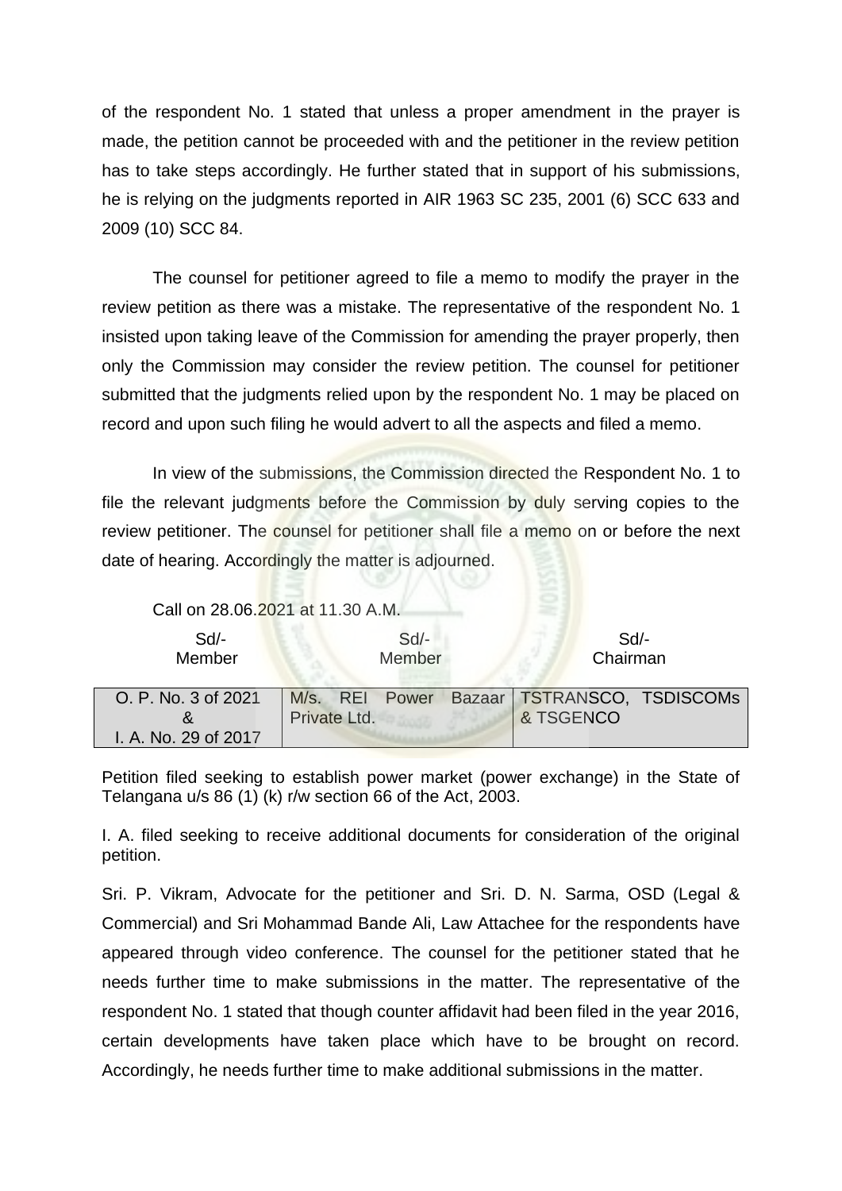of the respondent No. 1 stated that unless a proper amendment in the prayer is made, the petition cannot be proceeded with and the petitioner in the review petition has to take steps accordingly. He further stated that in support of his submissions, he is relying on the judgments reported in AIR 1963 SC 235, 2001 (6) SCC 633 and 2009 (10) SCC 84.

The counsel for petitioner agreed to file a memo to modify the prayer in the review petition as there was a mistake. The representative of the respondent No. 1 insisted upon taking leave of the Commission for amending the prayer properly, then only the Commission may consider the review petition. The counsel for petitioner submitted that the judgments relied upon by the respondent No. 1 may be placed on record and upon such filing he would advert to all the aspects and filed a memo.

In view of the submissions, the Commission directed the Respondent No. 1 to file the relevant judgments before the Commission by duly serving copies to the review petitioner. The counsel for petitioner shall file a memo on or before the next date of hearing. Accordingly the matter is adjourned.

Call on 28.06.2021 at 11.30 A.M.

| | | |
|---|---|---|
| Sd/-<br>Member | Sd/-<br>Member | Sd/-<br>Chairman |

| | | |
|---|---|---|
| O. P. No. 3 of 2021<br>&<br>I. A. No. 29 of 2017 | M/s. REI Power Bazaar Private Ltd. | TSTRANSCO, TSDISCOMs & TSGENCO |

Petition filed seeking to establish power market (power exchange) in the State of Telangana u/s 86 (1) (k) r/w section 66 of the Act, 2003.

I. A. filed seeking to receive additional documents for consideration of the original petition.

Sri. P. Vikram, Advocate for the petitioner and Sri. D. N. Sarma, OSD (Legal & Commercial) and Sri Mohammad Bande Ali, Law Attachee for the respondents have appeared through video conference. The counsel for the petitioner stated that he needs further time to make submissions in the matter. The representative of the respondent No. 1 stated that though counter affidavit had been filed in the year 2016, certain developments have taken place which have to be brought on record. Accordingly, he needs further time to make additional submissions in the matter.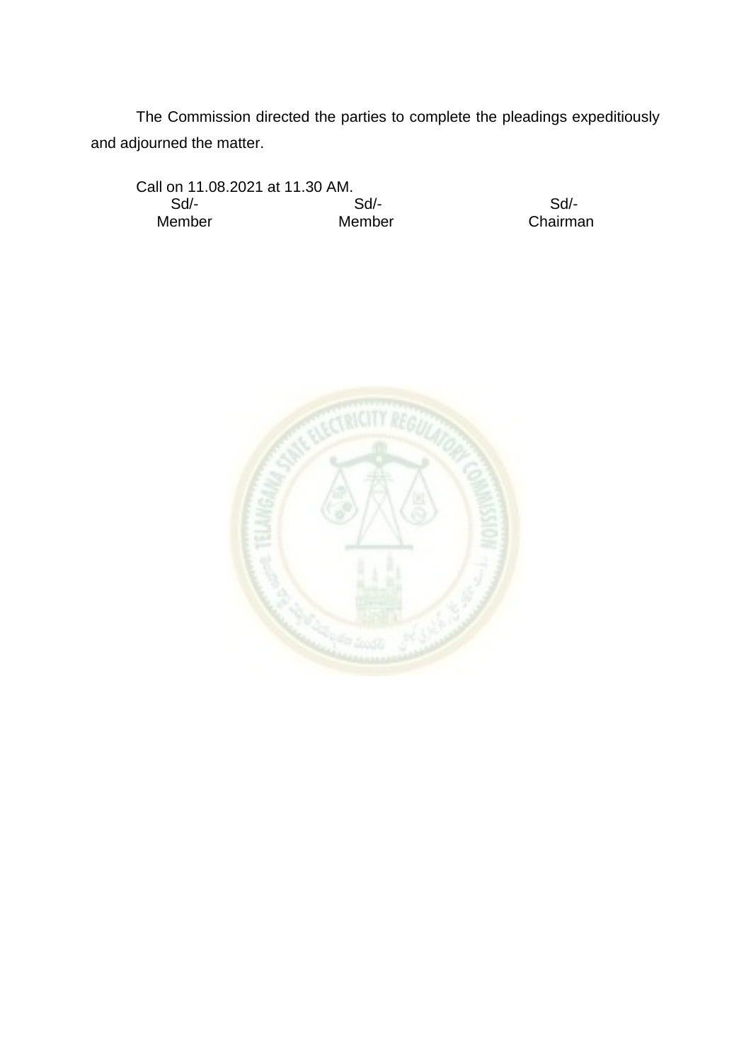The Commission directed the parties to complete the pleadings expeditiously and adjourned the matter.

Call on 11.08.2021 at 11.30 AM.

| | | |
|---|---|---|
| Sd/- | Sd/- | Sd/- |
| Member | Member | Chairman |